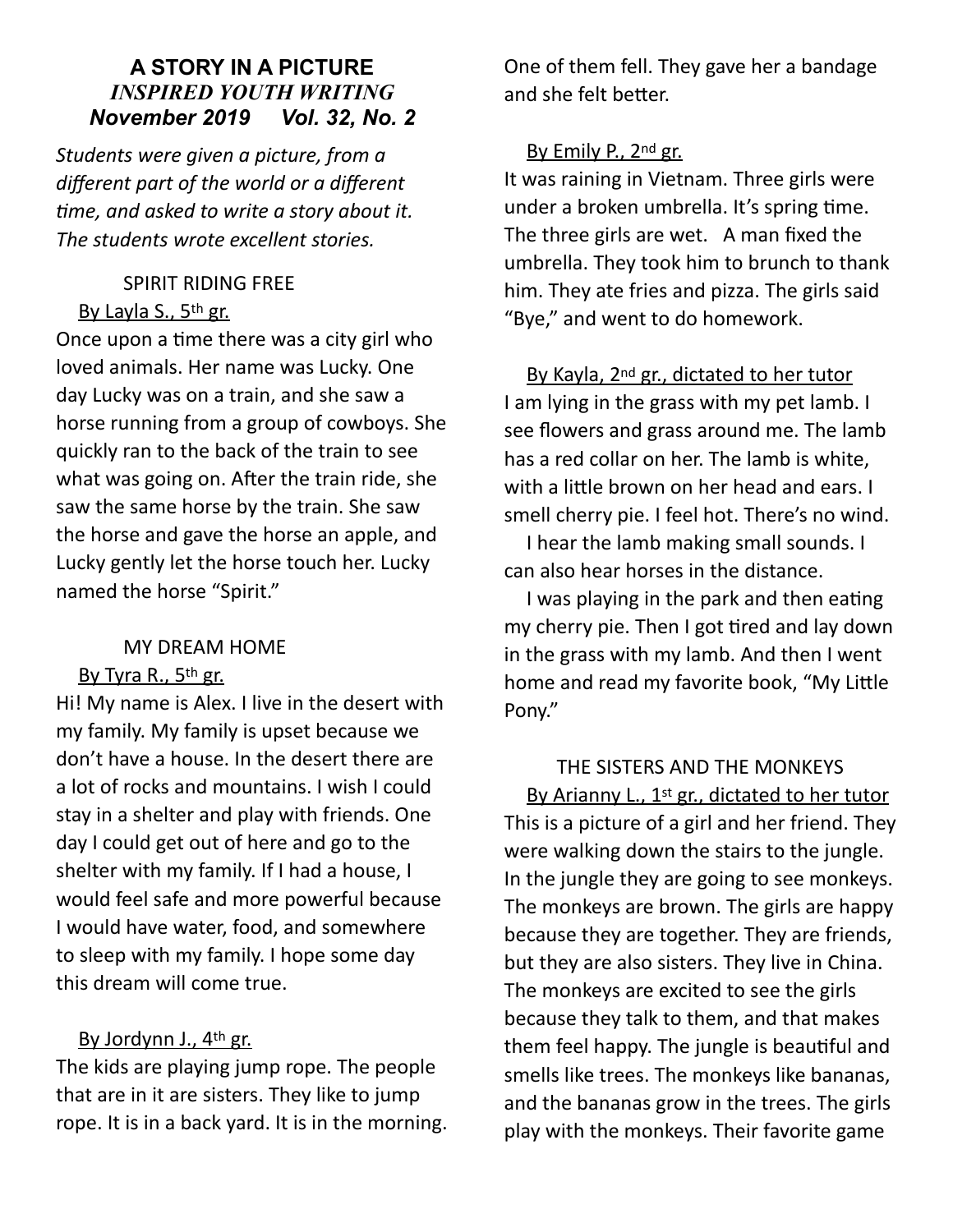## A STORY IN A PICTURE

### *INSPIRED YOUTH WRITING*

***November 2019 Vol. 32, No. 2***

*Students were given a picture, from a different part of the world or a different time, and asked to write a story about it. The students wrote excellent stories.*

SPIRIT RIDING FREE

By Layla S., 5th gr.

Once upon a time there was a city girl who loved animals. Her name was Lucky. One day Lucky was on a train, and she saw a horse running from a group of cowboys. She quickly ran to the back of the train to see what was going on. After the train ride, she saw the same horse by the train. She saw the horse and gave the horse an apple, and Lucky gently let the horse touch her. Lucky named the horse "Spirit."

MY DREAM HOME

By Tyra R., 5th gr.

Hi! My name is Alex. I live in the desert with my family. My family is upset because we don't have a house. In the desert there are a lot of rocks and mountains. I wish I could stay in a shelter and play with friends. One day I could get out of here and go to the shelter with my family. If I had a house, I would feel safe and more powerful because I would have water, food, and somewhere to sleep with my family. I hope some day this dream will come true.

By Jordynn J., 4th gr.

The kids are playing jump rope. The people that are in it are sisters. They like to jump rope. It is in a back yard. It is in the morning. One of them fell. They gave her a bandage and she felt better.

By Emily P., 2nd gr.

It was raining in Vietnam. Three girls were under a broken umbrella. It's spring time. The three girls are wet. A man fixed the umbrella. They took him to brunch to thank him. They ate fries and pizza. The girls said "Bye," and went to do homework.

By Kayla, 2nd gr., dictated to her tutor

I am lying in the grass with my pet lamb. I see flowers and grass around me. The lamb has a red collar on her. The lamb is white, with a little brown on her head and ears. I smell cherry pie. I feel hot. There's no wind.

I hear the lamb making small sounds. I can also hear horses in the distance.

I was playing in the park and then eating my cherry pie. Then I got tired and lay down in the grass with my lamb. And then I went home and read my favorite book, "My Little Pony."

THE SISTERS AND THE MONKEYS

By Arianny L., 1st gr., dictated to her tutor

This is a picture of a girl and her friend. They were walking down the stairs to the jungle. In the jungle they are going to see monkeys. The monkeys are brown. The girls are happy because they are together. They are friends, but they are also sisters. They live in China. The monkeys are excited to see the girls because they talk to them, and that makes them feel happy. The jungle is beautiful and smells like trees. The monkeys like bananas, and the bananas grow in the trees. The girls play with the monkeys. Their favorite game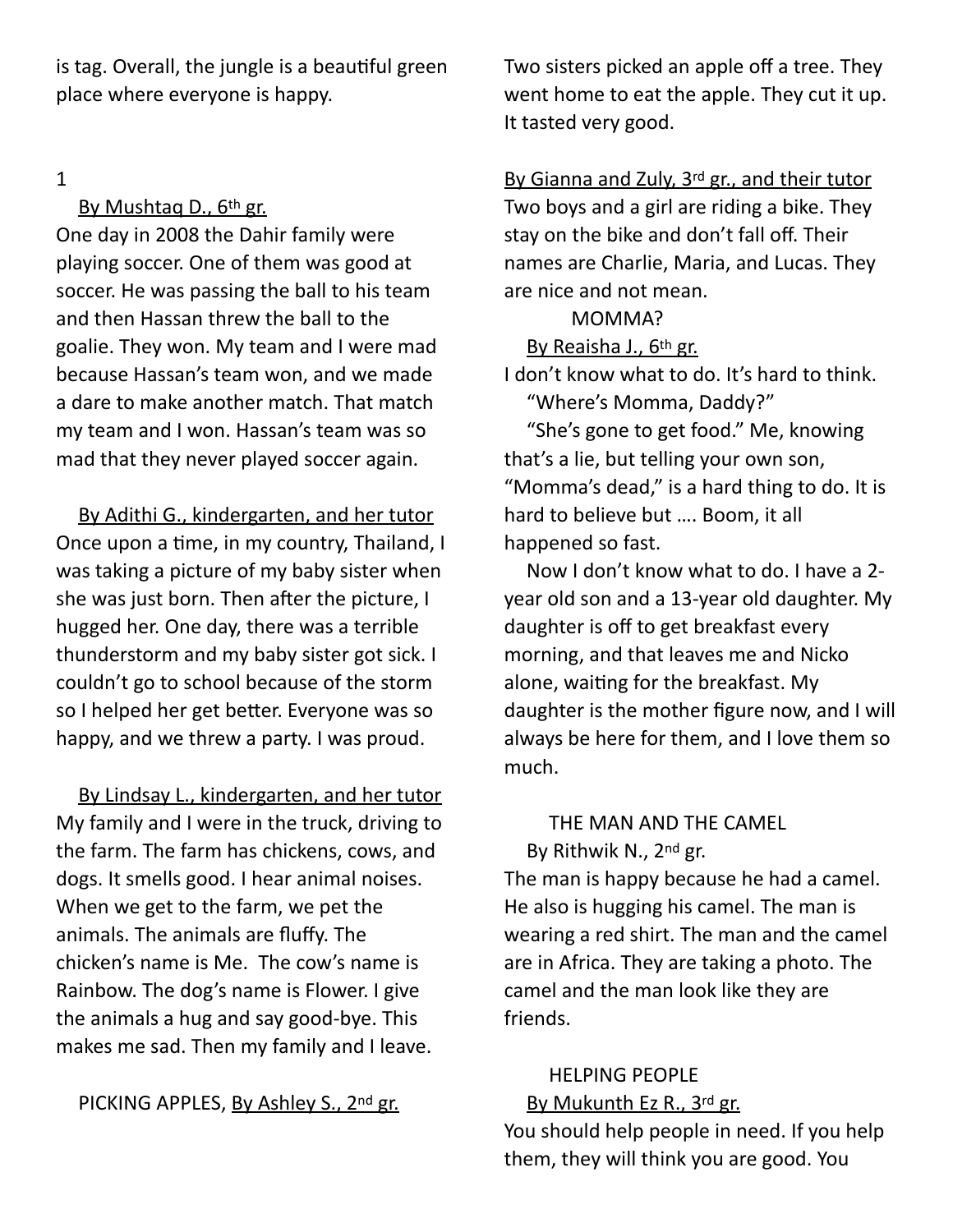is tag. Overall, the jungle is a beautiful green place where everyone is happy.

1

By Mushtaq D., 6th gr.

One day in 2008 the Dahir family were playing soccer. One of them was good at soccer. He was passing the ball to his team and then Hassan threw the ball to the goalie. They won. My team and I were mad because Hassan's team won, and we made a dare to make another match. That match my team and I won. Hassan's team was so mad that they never played soccer again.

By Adithi G., kindergarten, and her tutor

Once upon a time, in my country, Thailand, I was taking a picture of my baby sister when she was just born. Then after the picture, I hugged her. One day, there was a terrible thunderstorm and my baby sister got sick. I couldn't go to school because of the storm so I helped her get better. Everyone was so happy, and we threw a party. I was proud.

By Lindsay L., kindergarten, and her tutor

My family and I were in the truck, driving to the farm. The farm has chickens, cows, and dogs. It smells good. I hear animal noises. When we get to the farm, we pet the animals. The animals are fluffy. The chicken's name is Me. The cow's name is Rainbow. The dog's name is Flower. I give the animals a hug and say good-bye. This makes me sad. Then my family and I leave.

PICKING APPLES, By Ashley S., 2nd gr.

Two sisters picked an apple off a tree. They went home to eat the apple. They cut it up. It tasted very good.

By Gianna and Zuly, 3rd gr., and their tutor

Two boys and a girl are riding a bike. They stay on the bike and don't fall off. Their names are Charlie, Maria, and Lucas. They are nice and not mean.

MOMMA?

By Reaisha J., 6th gr.

I don't know what to do. It's hard to think.

"Where's Momma, Daddy?"

"She's gone to get food." Me, knowing that's a lie, but telling your own son, "Momma's dead," is a hard thing to do. It is hard to believe but …. Boom, it all happened so fast.

Now I don't know what to do. I have a 2-year old son and a 13-year old daughter. My daughter is off to get breakfast every morning, and that leaves me and Nicko alone, waiting for the breakfast. My daughter is the mother figure now, and I will always be here for them, and I love them so much.

THE MAN AND THE CAMEL

By Rithwik N., 2nd gr.

The man is happy because he had a camel. He also is hugging his camel. The man is wearing a red shirt. The man and the camel are in Africa. They are taking a photo. The camel and the man look like they are friends.

HELPING PEOPLE

By Mukunth Ez R., 3rd gr.

You should help people in need. If you help them, they will think you are good. You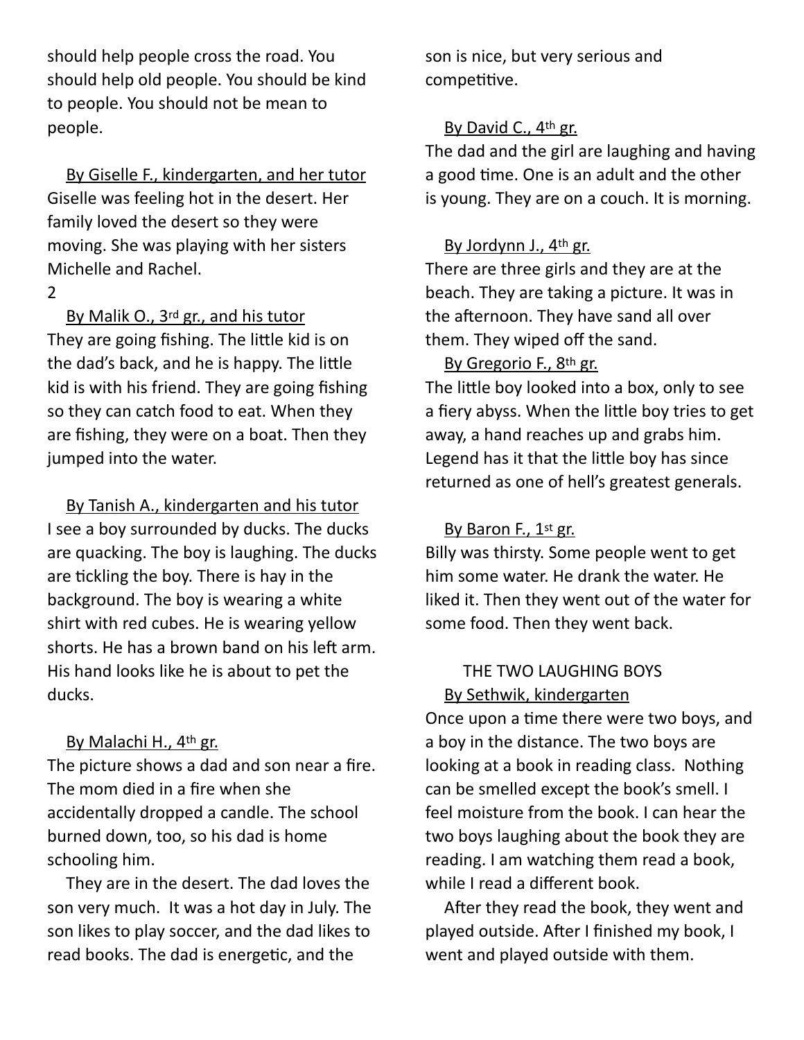should help people cross the road. You should help old people. You should be kind to people. You should not be mean to people.

By Giselle F., kindergarten, and her tutor

Giselle was feeling hot in the desert. Her family loved the desert so they were moving. She was playing with her sisters Michelle and Rachel.

2

By Malik O., 3rd gr., and his tutor

They are going fishing. The little kid is on the dad's back, and he is happy. The little kid is with his friend. They are going fishing so they can catch food to eat. When they are fishing, they were on a boat. Then they jumped into the water.

By Tanish A., kindergarten and his tutor

I see a boy surrounded by ducks. The ducks are quacking. The boy is laughing. The ducks are tickling the boy. There is hay in the background. The boy is wearing a white shirt with red cubes. He is wearing yellow shorts. He has a brown band on his left arm. His hand looks like he is about to pet the ducks.

By Malachi H., 4th gr.

The picture shows a dad and son near a fire. The mom died in a fire when she accidentally dropped a candle. The school burned down, too, so his dad is home schooling him.

They are in the desert. The dad loves the son very much. It was a hot day in July. The son likes to play soccer, and the dad likes to read books. The dad is energetic, and the son is nice, but very serious and competitive.

By David C., 4th gr.

The dad and the girl are laughing and having a good time. One is an adult and the other is young. They are on a couch. It is morning.

By Jordynn J., 4th gr.

There are three girls and they are at the beach. They are taking a picture. It was in the afternoon. They have sand all over them. They wiped off the sand.

By Gregorio F., 8th gr.

The little boy looked into a box, only to see a fiery abyss. When the little boy tries to get away, a hand reaches up and grabs him. Legend has it that the little boy has since returned as one of hell's greatest generals.

By Baron F., 1st gr.

Billy was thirsty. Some people went to get him some water. He drank the water. He liked it. Then they went out of the water for some food. Then they went back.

THE TWO LAUGHING BOYS

By Sethwik, kindergarten

Once upon a time there were two boys, and a boy in the distance. The two boys are looking at a book in reading class. Nothing can be smelled except the book's smell. I feel moisture from the book. I can hear the two boys laughing about the book they are reading. I am watching them read a book, while I read a different book.

After they read the book, they went and played outside. After I finished my book, I went and played outside with them.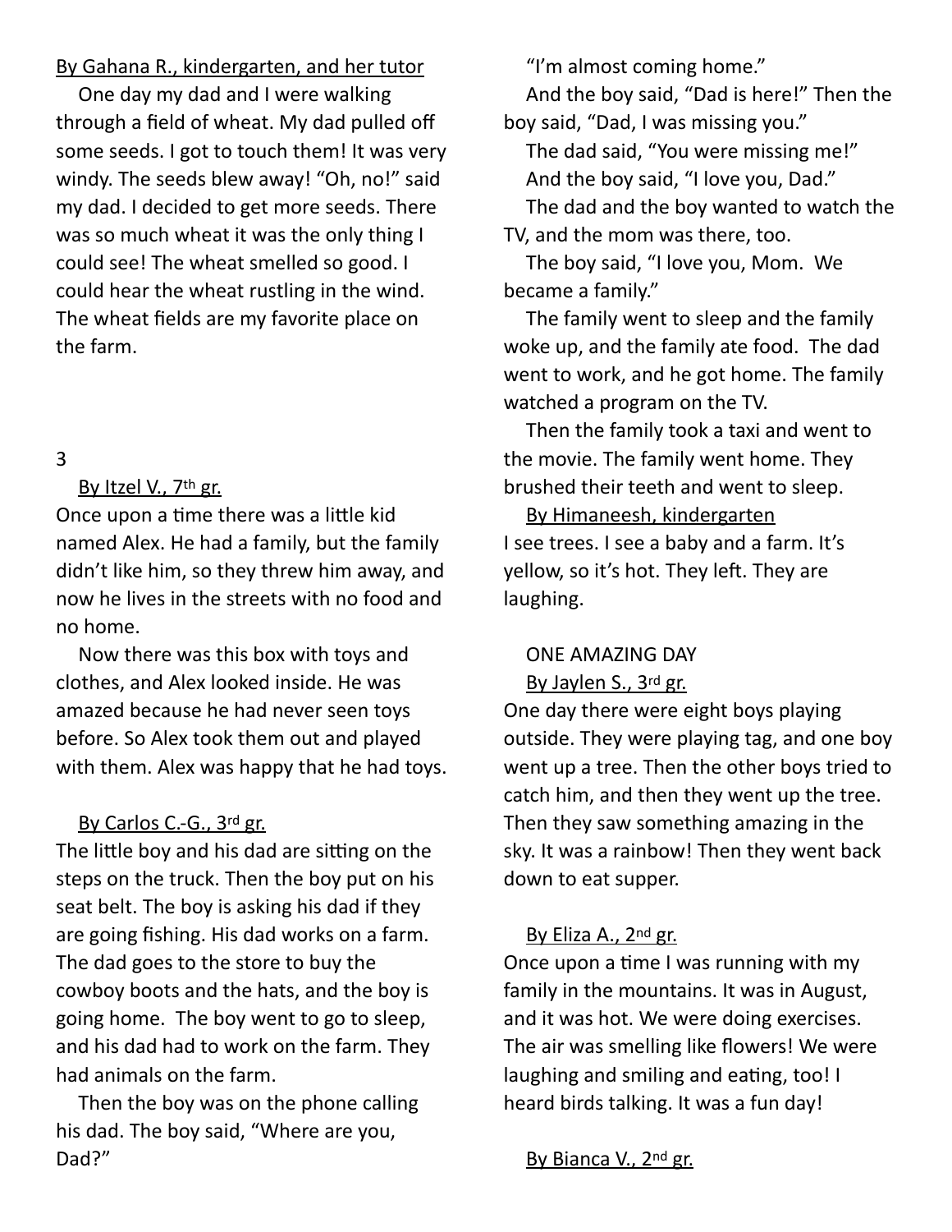By Gahana R., kindergarten, and her tutor

One day my dad and I were walking through a field of wheat. My dad pulled off some seeds. I got to touch them! It was very windy. The seeds blew away! "Oh, no!" said my dad. I decided to get more seeds. There was so much wheat it was the only thing I could see! The wheat smelled so good. I could hear the wheat rustling in the wind. The wheat fields are my favorite place on the farm.

By Itzel V., 7th gr.

Once upon a time there was a little kid named Alex. He had a family, but the family didn't like him, so they threw him away, and now he lives in the streets with no food and no home.

Now there was this box with toys and clothes, and Alex looked inside. He was amazed because he had never seen toys before. So Alex took them out and played with them. Alex was happy that he had toys.

By Carlos C.-G., 3rd gr.

The little boy and his dad are sitting on the steps on the truck. Then the boy put on his seat belt. The boy is asking his dad if they are going fishing. His dad works on a farm. The dad goes to the store to buy the cowboy boots and the hats, and the boy is going home. The boy went to go to sleep, and his dad had to work on the farm. They had animals on the farm.

Then the boy was on the phone calling his dad. The boy said, "Where are you, Dad?"

"I'm almost coming home."

And the boy said, "Dad is here!" Then the boy said, "Dad, I was missing you."

The dad said, "You were missing me!"

And the boy said, "I love you, Dad."

The dad and the boy wanted to watch the TV, and the mom was there, too.

The boy said, "I love you, Mom. We became a family."

The family went to sleep and the family woke up, and the family ate food. The dad went to work, and he got home. The family watched a program on the TV.

Then the family took a taxi and went to the movie. The family went home. They brushed their teeth and went to sleep.

By Himaneesh, kindergarten

I see trees. I see a baby and a farm. It's yellow, so it's hot. They left. They are laughing.

ONE AMAZING DAY

By Jaylen S., 3rd gr.

One day there were eight boys playing outside. They were playing tag, and one boy went up a tree. Then the other boys tried to catch him, and then they went up the tree. Then they saw something amazing in the sky. It was a rainbow! Then they went back down to eat supper.

By Eliza A., 2nd gr.

Once upon a time I was running with my family in the mountains. It was in August, and it was hot. We were doing exercises. The air was smelling like flowers! We were laughing and smiling and eating, too! I heard birds talking. It was a fun day!

By Bianca V., 2nd gr.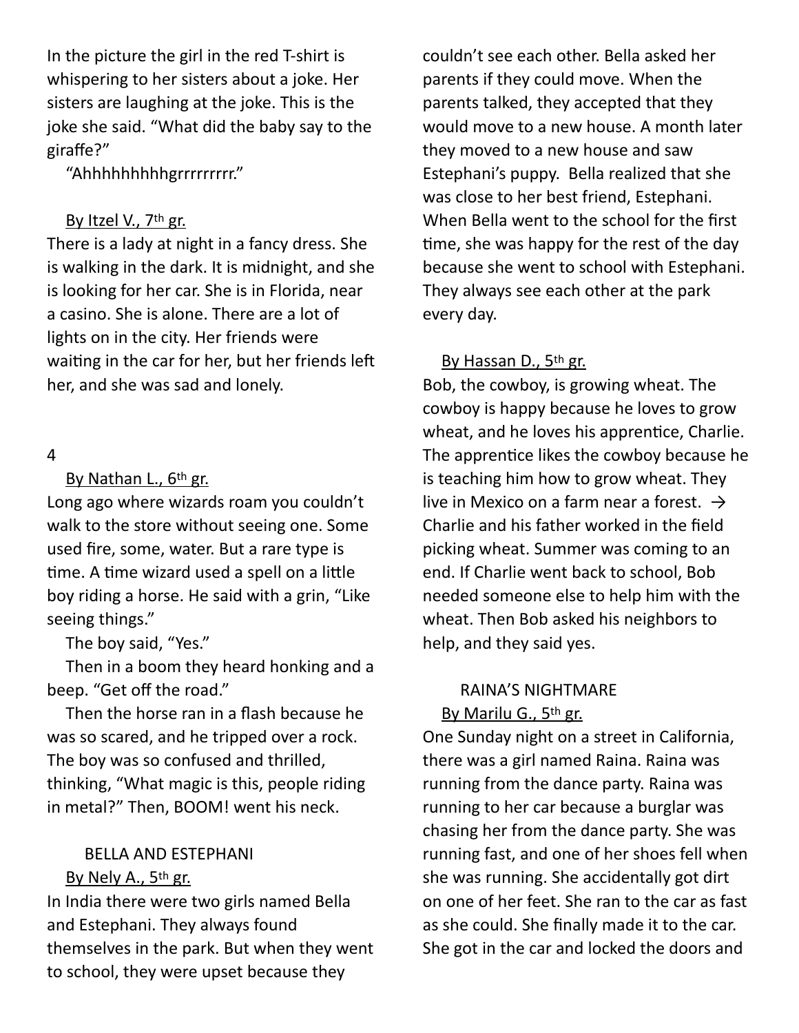In the picture the girl in the red T-shirt is whispering to her sisters about a joke. Her sisters are laughing at the joke. This is the joke she said. "What did the baby say to the giraffe?"

"Ahhhhhhhhhgrrrrrrrrr."

By Itzel V., 7th gr.

There is a lady at night in a fancy dress. She is walking in the dark. It is midnight, and she is looking for her car. She is in Florida, near a casino. She is alone. There are a lot of lights on in the city. Her friends were waiting in the car for her, but her friends left her, and she was sad and lonely.

4

By Nathan L., 6th gr.

Long ago where wizards roam you couldn't walk to the store without seeing one. Some used fire, some, water. But a rare type is time. A time wizard used a spell on a little boy riding a horse. He said with a grin, "Like seeing things."

The boy said, "Yes."

Then in a boom they heard honking and a beep. "Get off the road."

Then the horse ran in a flash because he was so scared, and he tripped over a rock. The boy was so confused and thrilled, thinking, "What magic is this, people riding in metal?" Then, BOOM! went his neck.

### BELLA AND ESTEPHANI

By Nely A., 5th gr.

In India there were two girls named Bella and Estephani. They always found themselves in the park. But when they went to school, they were upset because they couldn't see each other. Bella asked her parents if they could move. When the parents talked, they accepted that they would move to a new house. A month later they moved to a new house and saw Estephani's puppy. Bella realized that she was close to her best friend, Estephani. When Bella went to the school for the first time, she was happy for the rest of the day because she went to school with Estephani. They always see each other at the park every day.

By Hassan D., 5th gr.

Bob, the cowboy, is growing wheat. The cowboy is happy because he loves to grow wheat, and he loves his apprentice, Charlie. The apprentice likes the cowboy because he is teaching him how to grow wheat. They live in Mexico on a farm near a forest. → Charlie and his father worked in the field picking wheat. Summer was coming to an end. If Charlie went back to school, Bob needed someone else to help him with the wheat. Then Bob asked his neighbors to help, and they said yes.

### RAINA'S NIGHTMARE

By Marilu G., 5th gr.

One Sunday night on a street in California, there was a girl named Raina. Raina was running from the dance party. Raina was running to her car because a burglar was chasing her from the dance party. She was running fast, and one of her shoes fell when she was running. She accidentally got dirt on one of her feet. She ran to the car as fast as she could. She finally made it to the car. She got in the car and locked the doors and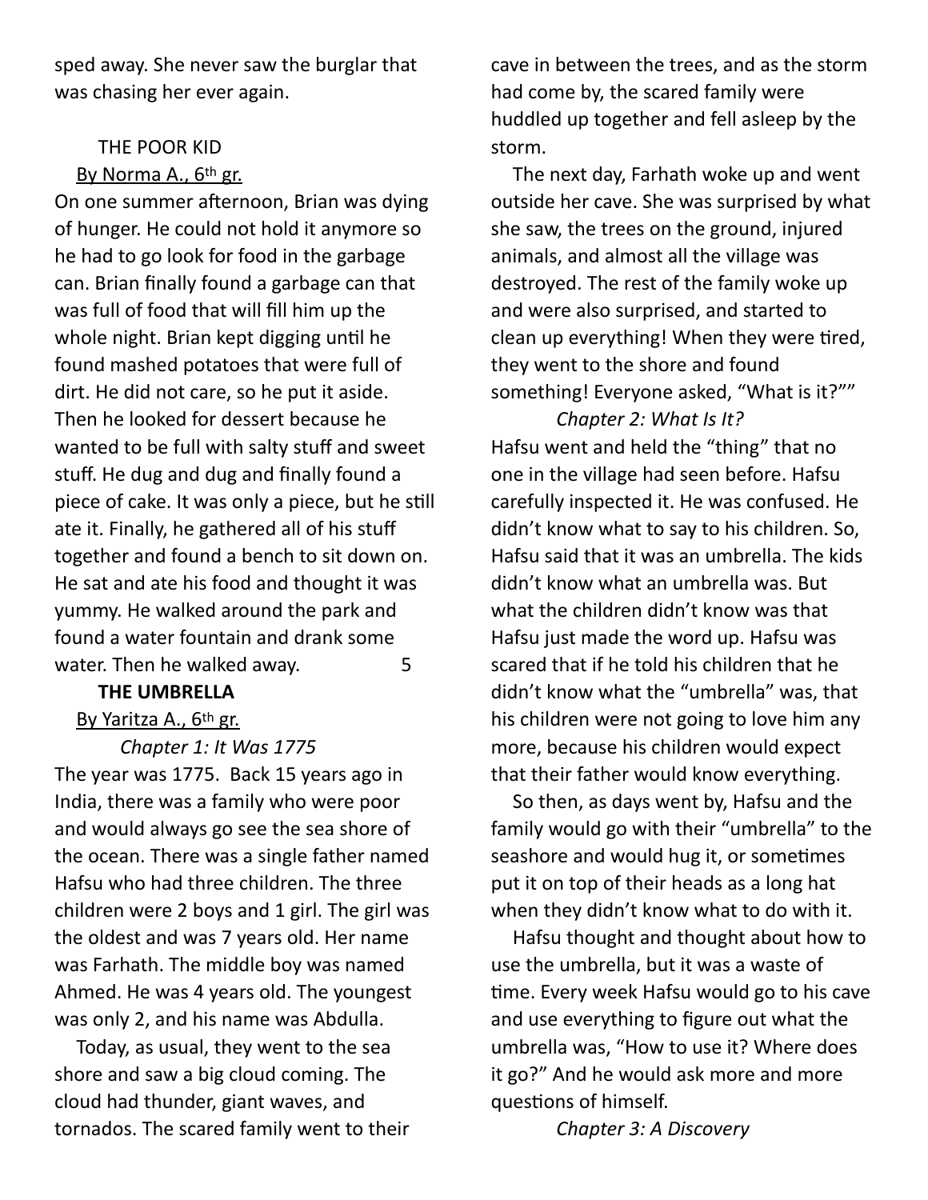sped away. She never saw the burglar that was chasing her ever again.

## THE POOR KID

By Norma A., 6th gr.

On one summer afternoon, Brian was dying of hunger. He could not hold it anymore so he had to go look for food in the garbage can. Brian finally found a garbage can that was full of food that will fill him up the whole night. Brian kept digging until he found mashed potatoes that were full of dirt. He did not care, so he put it aside. Then he looked for dessert because he wanted to be full with salty stuff and sweet stuff. He dug and dug and finally found a piece of cake. It was only a piece, but he still ate it. Finally, he gathered all of his stuff together and found a bench to sit down on. He sat and ate his food and thought it was yummy. He walked around the park and found a water fountain and drank some water. Then he walked away.

## THE UMBRELLA

By Yaritza A., 6th gr.

### *Chapter 1: It Was 1775*

The year was 1775. Back 15 years ago in India, there was a family who were poor and would always go see the sea shore of the ocean. There was a single father named Hafsu who had three children. The three children were 2 boys and 1 girl. The girl was the oldest and was 7 years old. Her name was Farhath. The middle boy was named Ahmed. He was 4 years old. The youngest was only 2, and his name was Abdulla.

Today, as usual, they went to the sea shore and saw a big cloud coming. The cloud had thunder, giant waves, and tornados. The scared family went to their cave in between the trees, and as the storm had come by, the scared family were huddled up together and fell asleep by the storm.

The next day, Farhath woke up and went outside her cave. She was surprised by what she saw, the trees on the ground, injured animals, and almost all the village was destroyed. The rest of the family woke up and were also surprised, and started to clean up everything! When they were tired, they went to the shore and found something! Everyone asked, "What is it?""

### *Chapter 2: What Is It?*

Hafsu went and held the "thing" that no one in the village had seen before. Hafsu carefully inspected it. He was confused. He didn't know what to say to his children. So, Hafsu said that it was an umbrella. The kids didn't know what an umbrella was. But what the children didn't know was that Hafsu just made the word up. Hafsu was scared that if he told his children that he didn't know what the "umbrella" was, that his children were not going to love him any more, because his children would expect that their father would know everything.

So then, as days went by, Hafsu and the family would go with their "umbrella" to the seashore and would hug it, or sometimes put it on top of their heads as a long hat when they didn't know what to do with it.

Hafsu thought and thought about how to use the umbrella, but it was a waste of time. Every week Hafsu would go to his cave and use everything to figure out what the umbrella was, "How to use it? Where does it go?" And he would ask more and more questions of himself.

### *Chapter 3: A Discovery*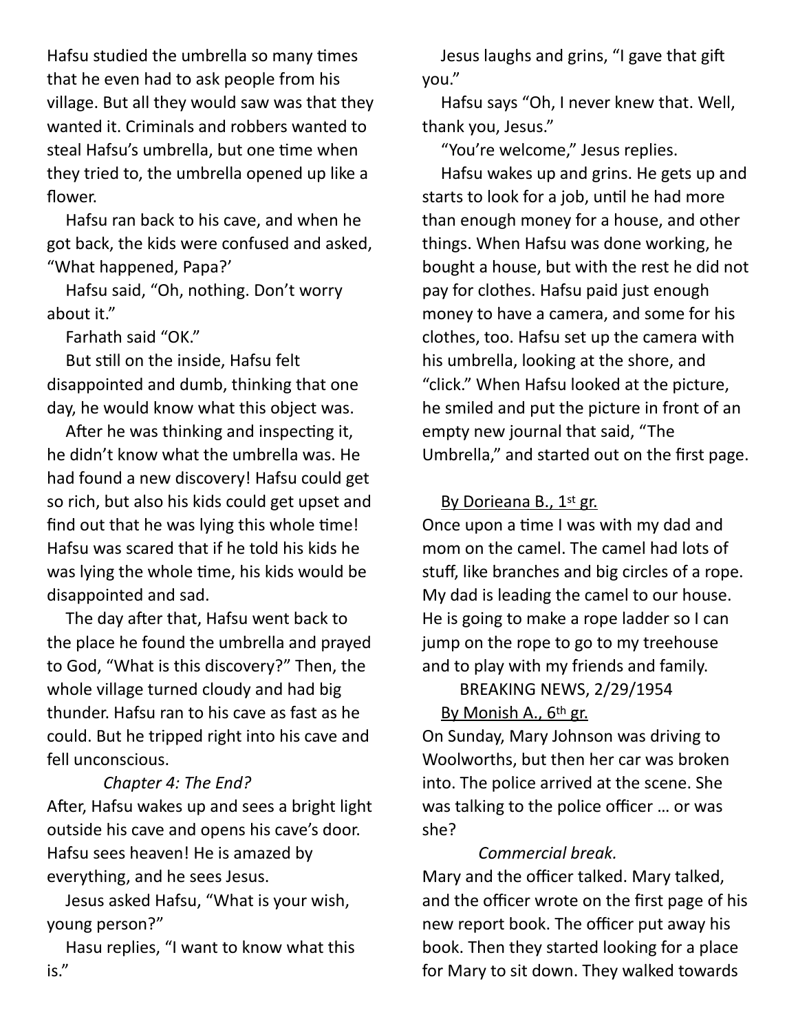Hafsu studied the umbrella so many times that he even had to ask people from his village. But all they would saw was that they wanted it. Criminals and robbers wanted to steal Hafsu's umbrella, but one time when they tried to, the umbrella opened up like a flower.

Hafsu ran back to his cave, and when he got back, the kids were confused and asked, "What happened, Papa?'

Hafsu said, "Oh, nothing. Don't worry about it."

Farhath said "OK."

But still on the inside, Hafsu felt disappointed and dumb, thinking that one day, he would know what this object was.

After he was thinking and inspecting it, he didn't know what the umbrella was. He had found a new discovery! Hafsu could get so rich, but also his kids could get upset and find out that he was lying this whole time! Hafsu was scared that if he told his kids he was lying the whole time, his kids would be disappointed and sad.

The day after that, Hafsu went back to the place he found the umbrella and prayed to God, "What is this discovery?" Then, the whole village turned cloudy and had big thunder. Hafsu ran to his cave as fast as he could. But he tripped right into his cave and fell unconscious.

*Chapter 4: The End?*

After, Hafsu wakes up and sees a bright light outside his cave and opens his cave's door. Hafsu sees heaven! He is amazed by everything, and he sees Jesus.

Jesus asked Hafsu, "What is your wish, young person?"

Hasu replies, "I want to know what this is."

Jesus laughs and grins, "I gave that gift you."

Hafsu says "Oh, I never knew that. Well, thank you, Jesus."

"You're welcome," Jesus replies.

Hafsu wakes up and grins. He gets up and starts to look for a job, until he had more than enough money for a house, and other things. When Hafsu was done working, he bought a house, but with the rest he did not pay for clothes. Hafsu paid just enough money to have a camera, and some for his clothes, too. Hafsu set up the camera with his umbrella, looking at the shore, and "click." When Hafsu looked at the picture, he smiled and put the picture in front of an empty new journal that said, "The Umbrella," and started out on the first page.

By Dorieana B., 1st gr.

Once upon a time I was with my dad and mom on the camel. The camel had lots of stuff, like branches and big circles of a rope. My dad is leading the camel to our house. He is going to make a rope ladder so I can jump on the rope to go to my treehouse and to play with my friends and family.

BREAKING NEWS, 2/29/1954

By Monish A., 6th gr.

On Sunday, Mary Johnson was driving to Woolworths, but then her car was broken into. The police arrived at the scene. She was talking to the police officer … or was she?

*Commercial break.*

Mary and the officer talked. Mary talked, and the officer wrote on the first page of his new report book. The officer put away his book. Then they started looking for a place for Mary to sit down. They walked towards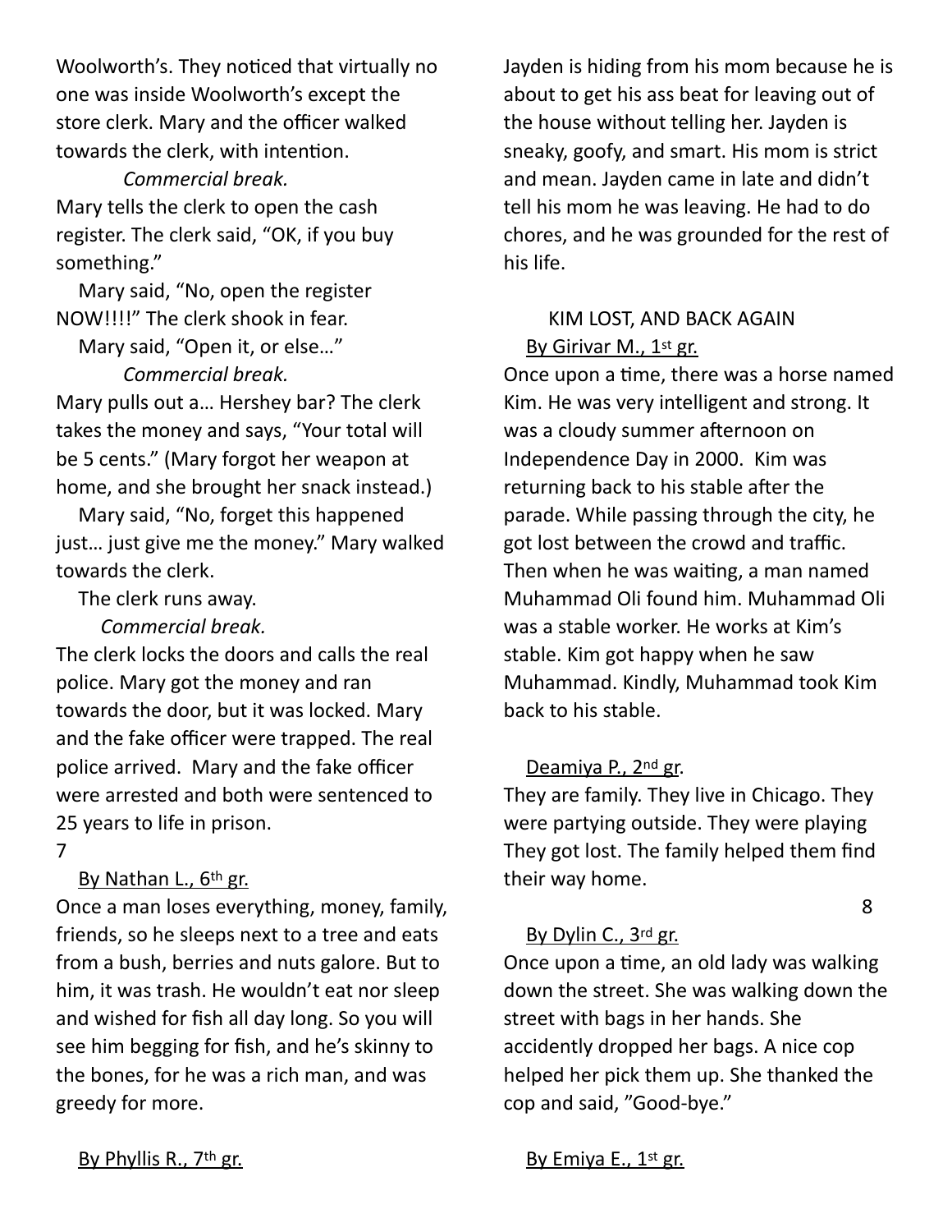Woolworth's. They noticed that virtually no one was inside Woolworth's except the store clerk. Mary and the officer walked towards the clerk, with intention.

*Commercial break.*

Mary tells the clerk to open the cash register. The clerk said, "OK, if you buy something."

Mary said, "No, open the register NOW!!!!" The clerk shook in fear.

Mary said, "Open it, or else…"

*Commercial break.*

Mary pulls out a… Hershey bar? The clerk takes the money and says, "Your total will be 5 cents." (Mary forgot her weapon at home, and she brought her snack instead.)

Mary said, "No, forget this happened just… just give me the money." Mary walked towards the clerk.

The clerk runs away.

*Commercial break.*

The clerk locks the doors and calls the real police. Mary got the money and ran towards the door, but it was locked. Mary and the fake officer were trapped. The real police arrived. Mary and the fake officer were arrested and both were sentenced to 25 years to life in prison.

7

By Nathan L., 6th gr.

Once a man loses everything, money, family, friends, so he sleeps next to a tree and eats from a bush, berries and nuts galore. But to him, it was trash. He wouldn't eat nor sleep and wished for fish all day long. So you will see him begging for fish, and he's skinny to the bones, for he was a rich man, and was greedy for more.

By Phyllis R., 7th gr.

Jayden is hiding from his mom because he is about to get his ass beat for leaving out of the house without telling her. Jayden is sneaky, goofy, and smart. His mom is strict and mean. Jayden came in late and didn't tell his mom he was leaving. He had to do chores, and he was grounded for the rest of his life.

KIM LOST, AND BACK AGAIN

By Girivar M., 1st gr.

Once upon a time, there was a horse named Kim. He was very intelligent and strong. It was a cloudy summer afternoon on Independence Day in 2000. Kim was returning back to his stable after the parade. While passing through the city, he got lost between the crowd and traffic. Then when he was waiting, a man named Muhammad Oli found him. Muhammad Oli was a stable worker. He works at Kim's stable. Kim got happy when he saw Muhammad. Kindly, Muhammad took Kim back to his stable.

Deamiya P., 2nd gr.

They are family. They live in Chicago. They were partying outside. They were playing They got lost. The family helped them find their way home.

8

By Dylin C., 3rd gr.

Once upon a time, an old lady was walking down the street. She was walking down the street with bags in her hands. She accidently dropped her bags. A nice cop helped her pick them up. She thanked the cop and said, "Good-bye."

By Emiya E., 1st gr.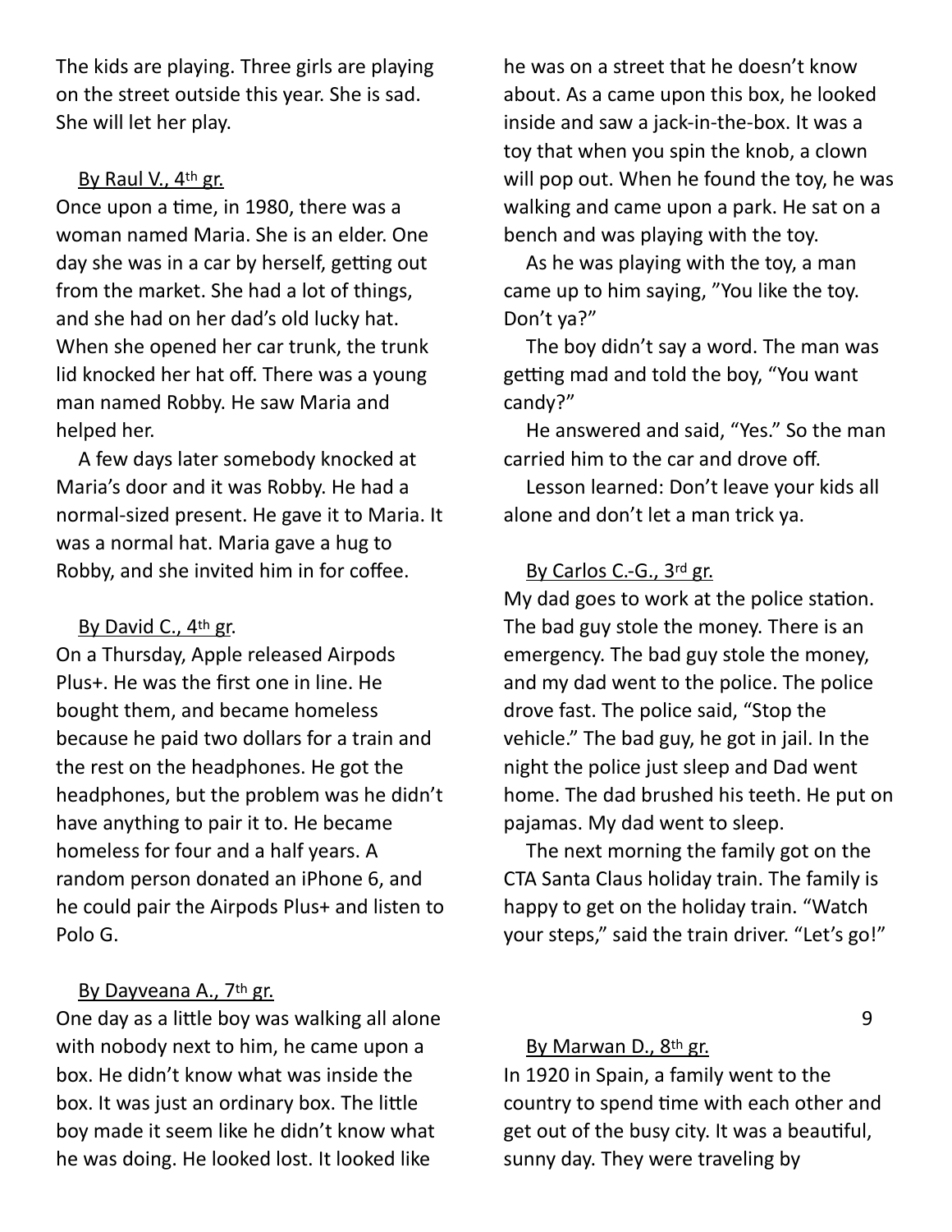The kids are playing. Three girls are playing on the street outside this year. She is sad. She will let her play.

By Raul V., 4th gr.

Once upon a time, in 1980, there was a woman named Maria. She is an elder. One day she was in a car by herself, getting out from the market. She had a lot of things, and she had on her dad's old lucky hat. When she opened her car trunk, the trunk lid knocked her hat off. There was a young man named Robby. He saw Maria and helped her.

A few days later somebody knocked at Maria's door and it was Robby. He had a normal-sized present. He gave it to Maria. It was a normal hat. Maria gave a hug to Robby, and she invited him in for coffee.

By David C., 4th gr.

On a Thursday, Apple released Airpods Plus+. He was the first one in line. He bought them, and became homeless because he paid two dollars for a train and the rest on the headphones. He got the headphones, but the problem was he didn't have anything to pair it to. He became homeless for four and a half years. A random person donated an iPhone 6, and he could pair the Airpods Plus+ and listen to Polo G.

By Dayveana A., 7th gr.

One day as a little boy was walking all alone with nobody next to him, he came upon a box. He didn't know what was inside the box. It was just an ordinary box. The little boy made it seem like he didn't know what he was doing. He looked lost. It looked like he was on a street that he doesn't know about. As a came upon this box, he looked inside and saw a jack-in-the-box. It was a toy that when you spin the knob, a clown will pop out. When he found the toy, he was walking and came upon a park. He sat on a bench and was playing with the toy.

As he was playing with the toy, a man came up to him saying, "You like the toy. Don't ya?"

The boy didn't say a word. The man was getting mad and told the boy, "You want candy?"

He answered and said, "Yes." So the man carried him to the car and drove off.

Lesson learned: Don't leave your kids all alone and don't let a man trick ya.

By Carlos C.-G., 3rd gr.

My dad goes to work at the police station. The bad guy stole the money. There is an emergency. The bad guy stole the money, and my dad went to the police. The police drove fast. The police said, "Stop the vehicle." The bad guy, he got in jail. In the night the police just sleep and Dad went home. The dad brushed his teeth. He put on pajamas. My dad went to sleep.

The next morning the family got on the CTA Santa Claus holiday train. The family is happy to get on the holiday train. "Watch your steps," said the train driver. "Let's go!"

By Marwan D., 8th gr.

In 1920 in Spain, a family went to the country to spend time with each other and get out of the busy city. It was a beautiful, sunny day. They were traveling by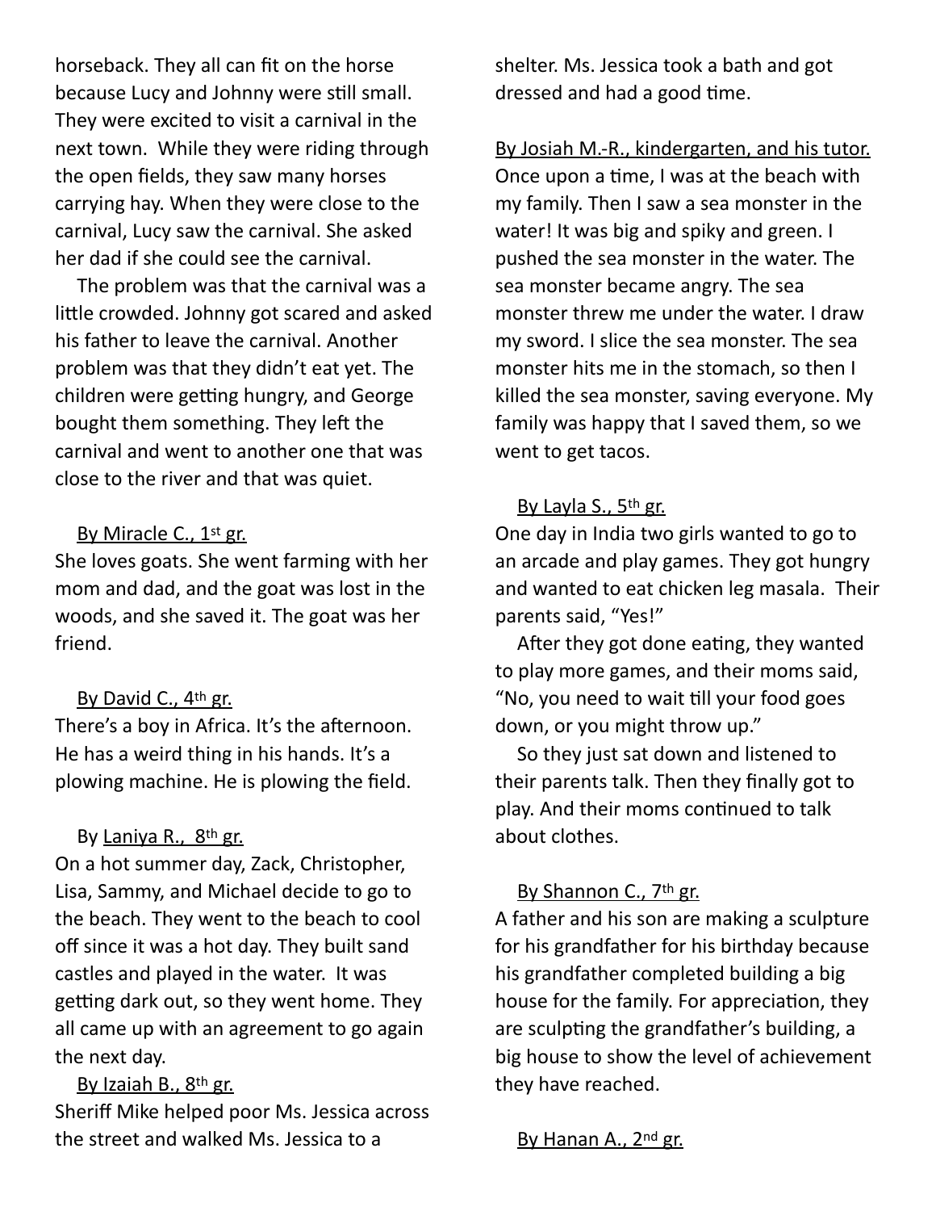horseback. They all can fit on the horse because Lucy and Johnny were still small. They were excited to visit a carnival in the next town. While they were riding through the open fields, they saw many horses carrying hay. When they were close to the carnival, Lucy saw the carnival. She asked her dad if she could see the carnival.

The problem was that the carnival was a little crowded. Johnny got scared and asked his father to leave the carnival. Another problem was that they didn't eat yet. The children were getting hungry, and George bought them something. They left the carnival and went to another one that was close to the river and that was quiet.

By Miracle C., 1st gr.

She loves goats. She went farming with her mom and dad, and the goat was lost in the woods, and she saved it. The goat was her friend.

By David C., 4th gr.

There's a boy in Africa. It's the afternoon. He has a weird thing in his hands. It's a plowing machine. He is plowing the field.

By Laniya R., 8th gr.

On a hot summer day, Zack, Christopher, Lisa, Sammy, and Michael decide to go to the beach. They went to the beach to cool off since it was a hot day. They built sand castles and played in the water. It was getting dark out, so they went home. They all came up with an agreement to go again the next day.

By Izaiah B., 8th gr.

Sheriff Mike helped poor Ms. Jessica across the street and walked Ms. Jessica to a shelter. Ms. Jessica took a bath and got dressed and had a good time.

By Josiah M.-R., kindergarten, and his tutor.

Once upon a time, I was at the beach with my family. Then I saw a sea monster in the water! It was big and spiky and green. I pushed the sea monster in the water. The sea monster became angry. The sea monster threw me under the water. I draw my sword. I slice the sea monster. The sea monster hits me in the stomach, so then I killed the sea monster, saving everyone. My family was happy that I saved them, so we went to get tacos.

By Layla S., 5th gr.

One day in India two girls wanted to go to an arcade and play games. They got hungry and wanted to eat chicken leg masala. Their parents said, "Yes!"

After they got done eating, they wanted to play more games, and their moms said, "No, you need to wait till your food goes down, or you might throw up."

So they just sat down and listened to their parents talk. Then they finally got to play. And their moms continued to talk about clothes.

By Shannon C., 7th gr.

A father and his son are making a sculpture for his grandfather for his birthday because his grandfather completed building a big house for the family. For appreciation, they are sculpting the grandfather's building, a big house to show the level of achievement they have reached.

By Hanan A., 2nd gr.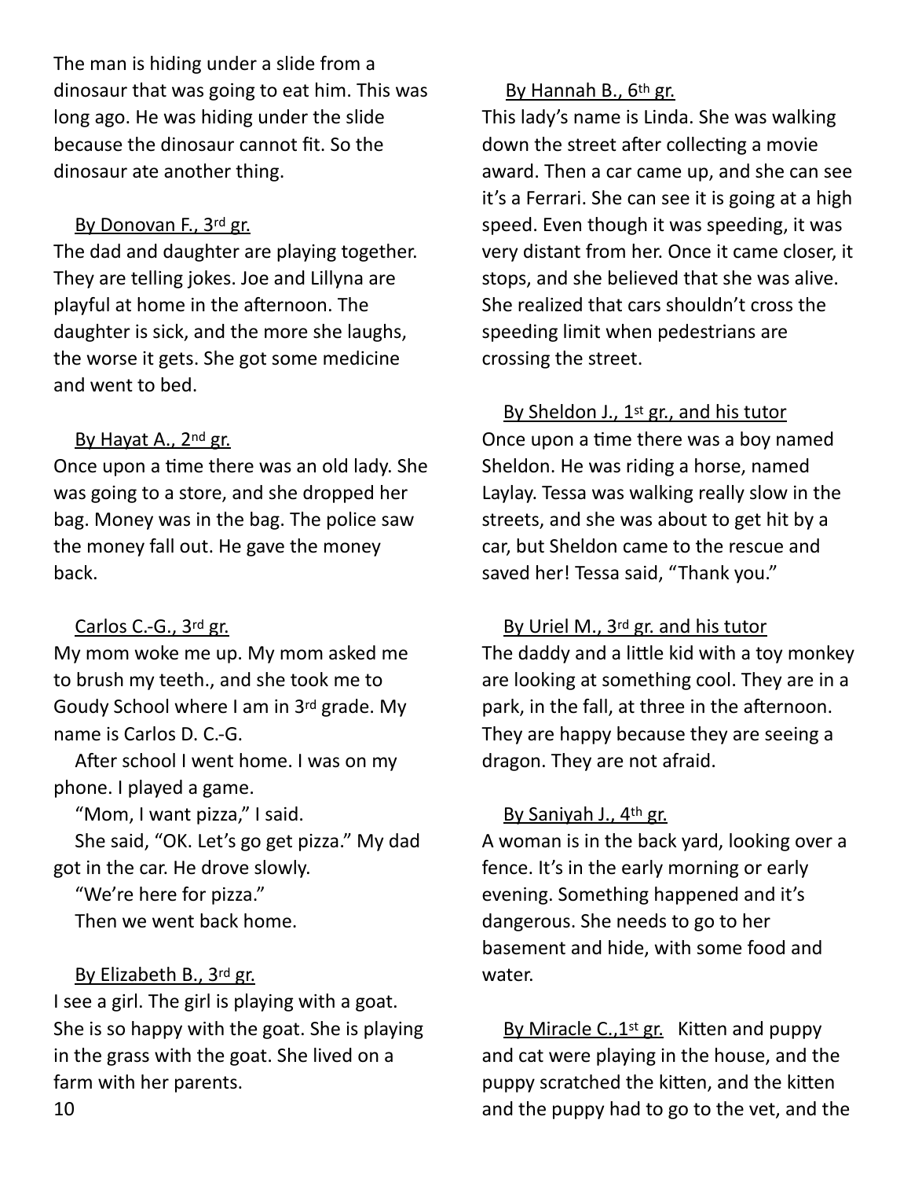The man is hiding under a slide from a dinosaur that was going to eat him. This was long ago. He was hiding under the slide because the dinosaur cannot fit. So the dinosaur ate another thing.

<u>By Donovan F., 3rd gr.</u>
The dad and daughter are playing together. They are telling jokes. Joe and Lillyna are playful at home in the afternoon. The daughter is sick, and the more she laughs, the worse it gets. She got some medicine and went to bed.

<u>By Hayat A., 2nd gr.</u>
Once upon a time there was an old lady. She was going to a store, and she dropped her bag. Money was in the bag. The police saw the money fall out. He gave the money back.

<u>Carlos C.-G., 3rd gr.</u>
My mom woke me up. My mom asked me to brush my teeth., and she took me to Goudy School where I am in 3rd grade. My name is Carlos D. C.-G.

After school I went home. I was on my phone. I played a game.

"Mom, I want pizza," I said.

She said, "OK. Let's go get pizza." My dad got in the car. He drove slowly.

"We're here for pizza."

Then we went back home.

<u>By Elizabeth B., 3rd gr.</u>
I see a girl. The girl is playing with a goat. She is so happy with the goat. She is playing in the grass with the goat. She lived on a farm with her parents.

<u>By Hannah B., 6th gr.</u>
This lady's name is Linda. She was walking down the street after collecting a movie award. Then a car came up, and she can see it's a Ferrari. She can see it is going at a high speed. Even though it was speeding, it was very distant from her. Once it came closer, it stops, and she believed that she was alive. She realized that cars shouldn't cross the speeding limit when pedestrians are crossing the street.

<u>By Sheldon J., 1st gr., and his tutor</u>
Once upon a time there was a boy named Sheldon. He was riding a horse, named Laylay. Tessa was walking really slow in the streets, and she was about to get hit by a car, but Sheldon came to the rescue and saved her! Tessa said, "Thank you."

<u>By Uriel M., 3rd gr. and his tutor</u>
The daddy and a little kid with a toy monkey are looking at something cool. They are in a park, in the fall, at three in the afternoon. They are happy because they are seeing a dragon. They are not afraid.

<u>By Saniyah J., 4th gr.</u>
A woman is in the back yard, looking over a fence. It's in the early morning or early evening. Something happened and it's dangerous. She needs to go to her basement and hide, with some food and water.

<u>By Miracle C.,1st gr.</u> Kitten and puppy and cat were playing in the house, and the puppy scratched the kitten, and the kitten and the puppy had to go to the vet, and the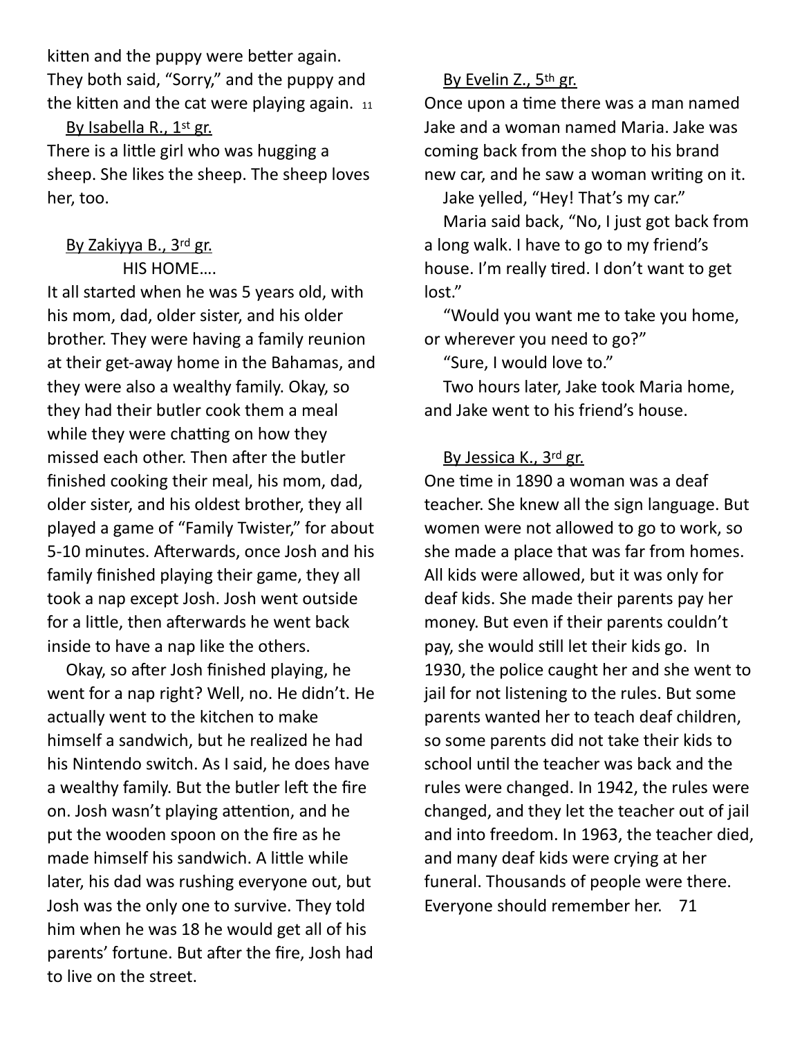kitten and the puppy were better again. They both said, "Sorry," and the puppy and the kitten and the cat were playing again. 11

By Isabella R., 1st gr.

There is a little girl who was hugging a sheep. She likes the sheep. The sheep loves her, too.

By Zakiyya B., 3rd gr.

HIS HOME….

It all started when he was 5 years old, with his mom, dad, older sister, and his older brother. They were having a family reunion at their get-away home in the Bahamas, and they were also a wealthy family. Okay, so they had their butler cook them a meal while they were chatting on how they missed each other. Then after the butler finished cooking their meal, his mom, dad, older sister, and his oldest brother, they all played a game of "Family Twister," for about 5-10 minutes. Afterwards, once Josh and his family finished playing their game, they all took a nap except Josh. Josh went outside for a little, then afterwards he went back inside to have a nap like the others.

Okay, so after Josh finished playing, he went for a nap right? Well, no. He didn't. He actually went to the kitchen to make himself a sandwich, but he realized he had his Nintendo switch. As I said, he does have a wealthy family. But the butler left the fire on. Josh wasn't playing attention, and he put the wooden spoon on the fire as he made himself his sandwich. A little while later, his dad was rushing everyone out, but Josh was the only one to survive. They told him when he was 18 he would get all of his parents' fortune. But after the fire, Josh had to live on the street.

By Evelin Z., 5th gr.

Once upon a time there was a man named Jake and a woman named Maria. Jake was coming back from the shop to his brand new car, and he saw a woman writing on it.

Jake yelled, "Hey! That's my car."

Maria said back, "No, I just got back from a long walk. I have to go to my friend's house. I'm really tired. I don't want to get lost."

"Would you want me to take you home, or wherever you need to go?"

"Sure, I would love to."

Two hours later, Jake took Maria home, and Jake went to his friend's house.

By Jessica K., 3rd gr.

One time in 1890 a woman was a deaf teacher. She knew all the sign language. But women were not allowed to go to work, so she made a place that was far from homes. All kids were allowed, but it was only for deaf kids. She made their parents pay her money. But even if their parents couldn't pay, she would still let their kids go. In 1930, the police caught her and she went to jail for not listening to the rules. But some parents wanted her to teach deaf children, so some parents did not take their kids to school until the teacher was back and the rules were changed. In 1942, the rules were changed, and they let the teacher out of jail and into freedom. In 1963, the teacher died, and many deaf kids were crying at her funeral. Thousands of people were there. Everyone should remember her. 71